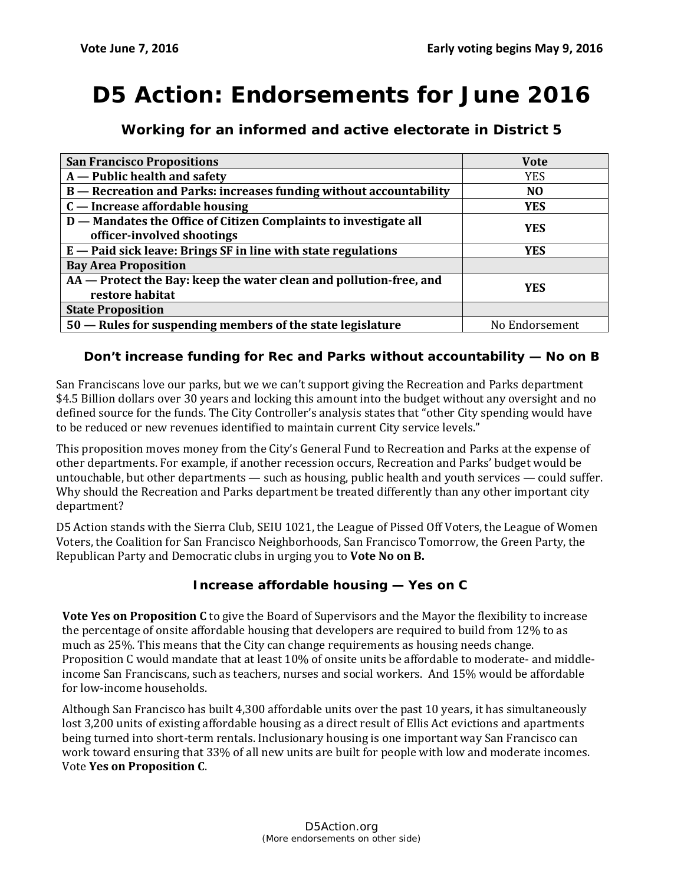**Vote June 7, 2016** **Early voting begins May 9, 2016**

# D5 Action: Endorsements for June 2016

### Working for an informed and active electorate in District 5

| San Francisco Propositions | Vote |
|---|---|
| **A — Public health and safety** | YES |
| **B — Recreation and Parks: increases funding without accountability** | **NO** |
| **C — Increase affordable housing** | **YES** |
| **D — Mandates the Office of Citizen Complaints to investigate all officer-involved shootings** | **YES** |
| **E — Paid sick leave: Brings SF in line with state regulations** | **YES** |
| **Bay Area Proposition** | |
| **AA — Protect the Bay: keep the water clean and pollution-free, and restore habitat** | **YES** |
| **State Proposition** | |
| **50 — Rules for suspending members of the state legislature** | No Endorsement |

### Don't increase funding for Rec and Parks without accountability — No on B

San Franciscans love our parks, but we we can't support giving the Recreation and Parks department $4.5 Billion dollars over 30 years and locking this amount into the budget without any oversight and no defined source for the funds. The City Controller's analysis states that "other City spending would have to be reduced or new revenues identified to maintain current City service levels."

This proposition moves money from the City's General Fund to Recreation and Parks at the expense of other departments. For example, if another recession occurs, Recreation and Parks' budget would be untouchable, but other departments — such as housing, public health and youth services — could suffer. Why should the Recreation and Parks department be treated differently than any other important city department?

D5 Action stands with the Sierra Club, SEIU 1021, the League of Pissed Off Voters, the League of Women Voters, the Coalition for San Francisco Neighborhoods, San Francisco Tomorrow, the Green Party, the Republican Party and Democratic clubs in urging you to **Vote No on B.**

### Increase affordable housing — Yes on C

**Vote Yes on Proposition C** to give the Board of Supervisors and the Mayor the flexibility to increase the percentage of onsite affordable housing that developers are required to build from 12% to as much as 25%. This means that the City can change requirements as housing needs change. Proposition C would mandate that at least 10% of onsite units be affordable to moderate- and middle-income San Franciscans, such as teachers, nurses and social workers. And 15% would be affordable for low-income households.

Although San Francisco has built 4,300 affordable units over the past 10 years, it has simultaneously lost 3,200 units of existing affordable housing as a direct result of Ellis Act evictions and apartments being turned into short-term rentals. Inclusionary housing is one important way San Francisco can work toward ensuring that 33% of all new units are built for people with low and moderate incomes. Vote **Yes on Proposition C**.

D5Action.org
(More endorsements on other side)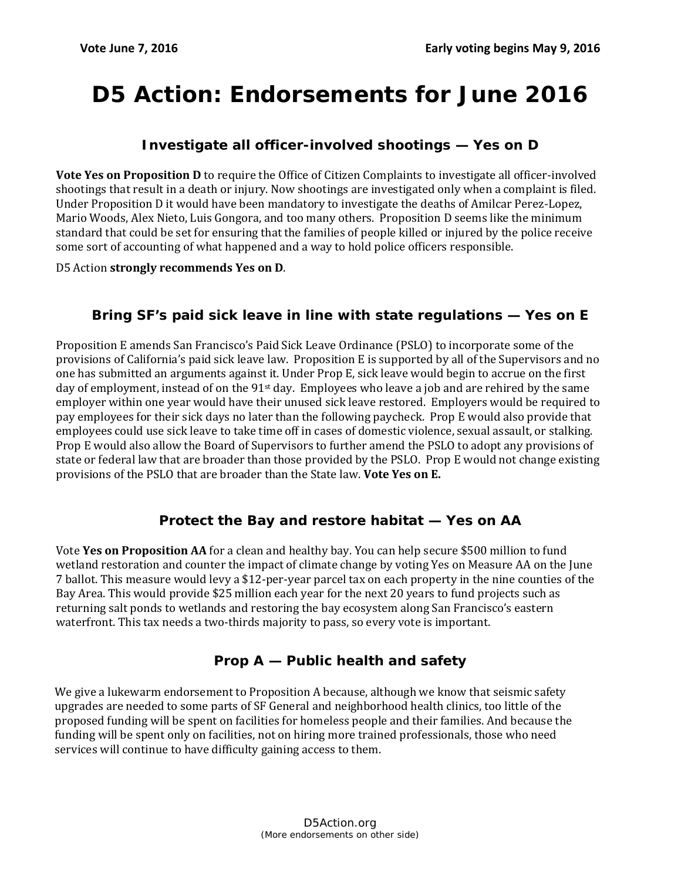**Vote June 7, 2016** **Early voting begins May 9, 2016**

# D5 Action: Endorsements for June 2016

## Investigate all officer-involved shootings — Yes on D

**Vote Yes on Proposition D** to require the Office of Citizen Complaints to investigate all officer-involved shootings that result in a death or injury. Now shootings are investigated only when a complaint is filed. Under Proposition D it would have been mandatory to investigate the deaths of Amilcar Perez-Lopez, Mario Woods, Alex Nieto, Luis Gongora, and too many others. Proposition D seems like the minimum standard that could be set for ensuring that the families of people killed or injured by the police receive some sort of accounting of what happened and a way to hold police officers responsible.

D5 Action **strongly recommends Yes on D**.

## Bring SF's paid sick leave in line with state regulations — Yes on E

Proposition E amends San Francisco's Paid Sick Leave Ordinance (PSLO) to incorporate some of the provisions of California's paid sick leave law. Proposition E is supported by all of the Supervisors and no one has submitted an arguments against it. Under Prop E, sick leave would begin to accrue on the first day of employment, instead of on the 91st day. Employees who leave a job and are rehired by the same employer within one year would have their unused sick leave restored. Employers would be required to pay employees for their sick days no later than the following paycheck. Prop E would also provide that employees could use sick leave to take time off in cases of domestic violence, sexual assault, or stalking. Prop E would also allow the Board of Supervisors to further amend the PSLO to adopt any provisions of state or federal law that are broader than those provided by the PSLO. Prop E would not change existing provisions of the PSLO that are broader than the State law. **Vote Yes on E.**

## Protect the Bay and restore habitat — Yes on AA

Vote **Yes on Proposition AA** for a clean and healthy bay. You can help secure $500 million to fund wetland restoration and counter the impact of climate change by voting Yes on Measure AA on the June 7 ballot. This measure would levy a $12-per-year parcel tax on each property in the nine counties of the Bay Area. This would provide $25 million each year for the next 20 years to fund projects such as returning salt ponds to wetlands and restoring the bay ecosystem along San Francisco's eastern waterfront. This tax needs a two-thirds majority to pass, so every vote is important.

## Prop A — Public health and safety

We give a lukewarm endorsement to Proposition A because, although we know that seismic safety upgrades are needed to some parts of SF General and neighborhood health clinics, too little of the proposed funding will be spent on facilities for homeless people and their families. And because the funding will be spent only on facilities, not on hiring more trained professionals, those who need services will continue to have difficulty gaining access to them.

D5Action.org
(More endorsements on other side)